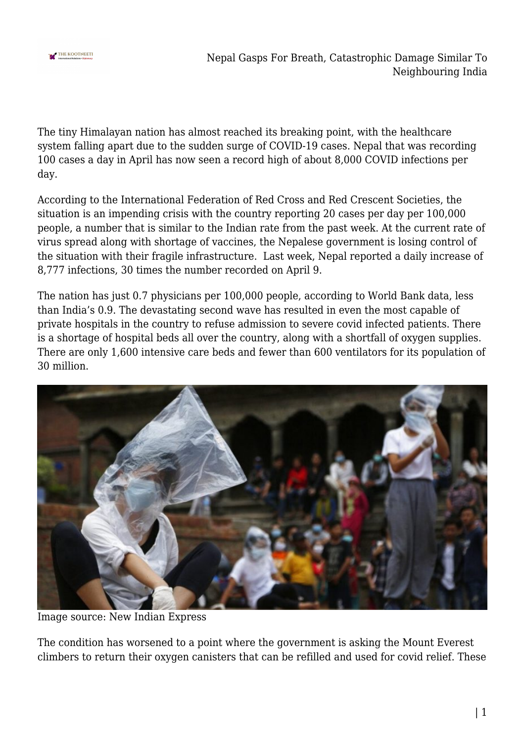The tiny Himalayan nation has almost reached its breaking point, with the healthcare system falling apart due to the sudden surge of COVID-19 cases. Nepal that was recording 100 cases a day in April has now seen a record high of about 8,000 COVID infections per day.

According to the International Federation of Red Cross and Red Crescent Societies, the situation is an impending crisis with the country reporting 20 cases per day per 100,000 people, a number that is similar to the Indian rate from the past week. At the current rate of virus spread along with shortage of vaccines, the Nepalese government is losing control of the situation with their fragile infrastructure. Last week, Nepal reported a daily increase of 8,777 infections, 30 times the number recorded on April 9.

The nation has just 0.7 physicians per 100,000 people, according to World Bank data, less than India's 0.9. The devastating second wave has resulted in even the most capable of private hospitals in the country to refuse admission to severe covid infected patients. There is a shortage of hospital beds all over the country, along with a shortfall of oxygen supplies. There are only 1,600 intensive care beds and fewer than 600 ventilators for its population of 30 million.

Image source: New Indian Express

The condition has worsened to a point where the government is asking the Mount Everest climbers to return their oxygen canisters that can be refilled and used for covid relief. These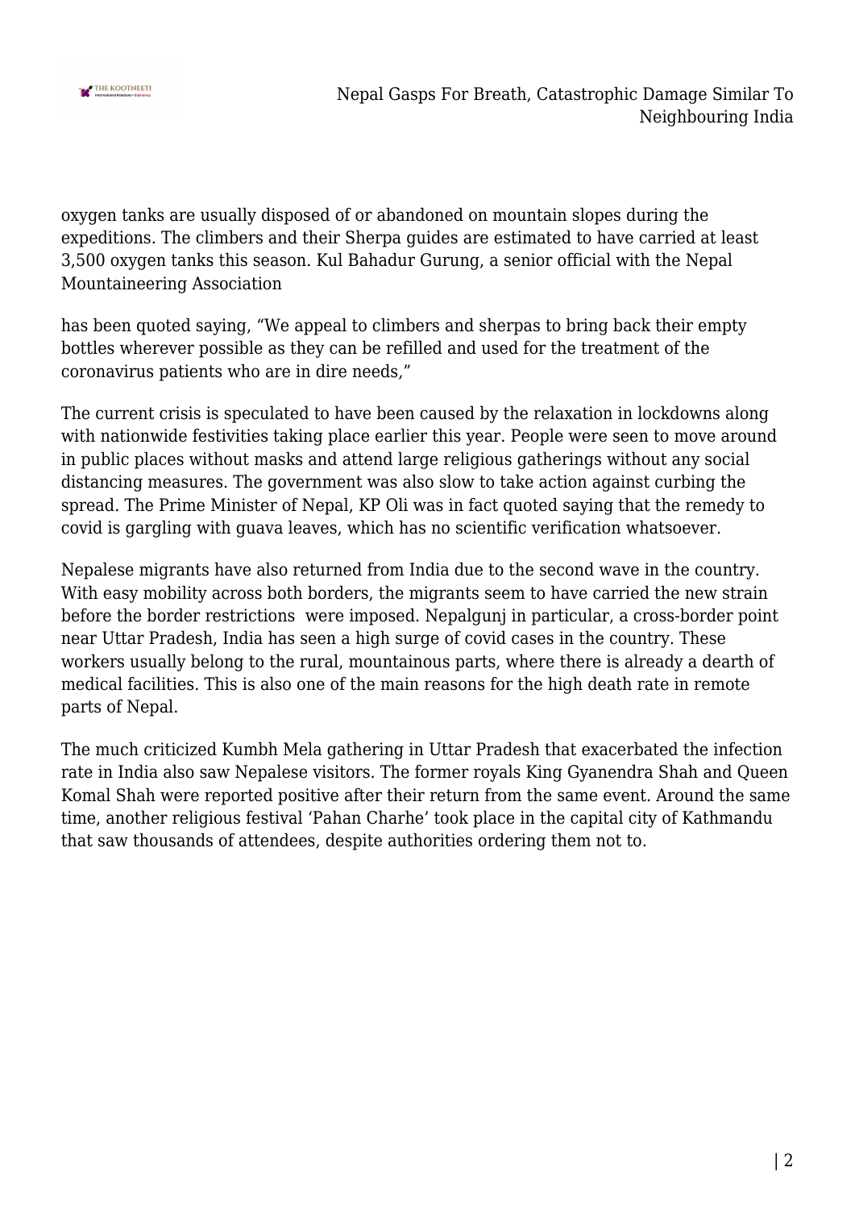oxygen tanks are usually disposed of or abandoned on mountain slopes during the expeditions. The climbers and their Sherpa guides are estimated to have carried at least 3,500 oxygen tanks this season. Kul Bahadur Gurung, a senior official with the Nepal Mountaineering Association

has been quoted saying, "We appeal to climbers and sherpas to bring back their empty bottles wherever possible as they can be refilled and used for the treatment of the coronavirus patients who are in dire needs,"

The current crisis is speculated to have been caused by the relaxation in lockdowns along with nationwide festivities taking place earlier this year. People were seen to move around in public places without masks and attend large religious gatherings without any social distancing measures. The government was also slow to take action against curbing the spread. The Prime Minister of Nepal, KP Oli was in fact quoted saying that the remedy to covid is gargling with guava leaves, which has no scientific verification whatsoever.

Nepalese migrants have also returned from India due to the second wave in the country. With easy mobility across both borders, the migrants seem to have carried the new strain before the border restrictions were imposed. Nepalgunj in particular, a cross-border point near Uttar Pradesh, India has seen a high surge of covid cases in the country. These workers usually belong to the rural, mountainous parts, where there is already a dearth of medical facilities. This is also one of the main reasons for the high death rate in remote parts of Nepal.

The much criticized Kumbh Mela gathering in Uttar Pradesh that exacerbated the infection rate in India also saw Nepalese visitors. The former royals King Gyanendra Shah and Queen Komal Shah were reported positive after their return from the same event. Around the same time, another religious festival 'Pahan Charhe' took place in the capital city of Kathmandu that saw thousands of attendees, despite authorities ordering them not to.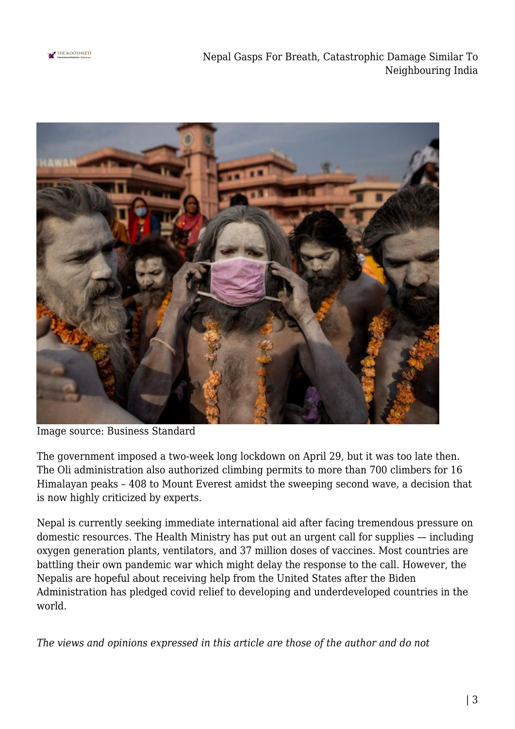Image source: Business Standard

The government imposed a two-week long lockdown on April 29, but it was too late then. The Oli administration also authorized climbing permits to more than 700 climbers for 16 Himalayan peaks – 408 to Mount Everest amidst the sweeping second wave, a decision that is now highly criticized by experts.

Nepal is currently seeking immediate international aid after facing tremendous pressure on domestic resources. The Health Ministry has put out an urgent call for supplies — including oxygen generation plants, ventilators, and 37 million doses of vaccines. Most countries are battling their own pandemic war which might delay the response to the call. However, the Nepalis are hopeful about receiving help from the United States after the Biden Administration has pledged covid relief to developing and underdeveloped countries in the world.

*The views and opinions expressed in this article are those of the author and do not*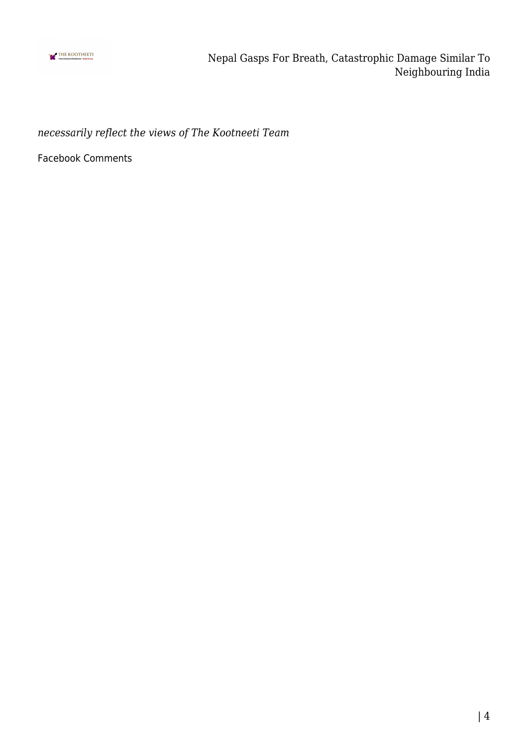*necessarily reflect the views of The Kootneeti Team*

Facebook Comments